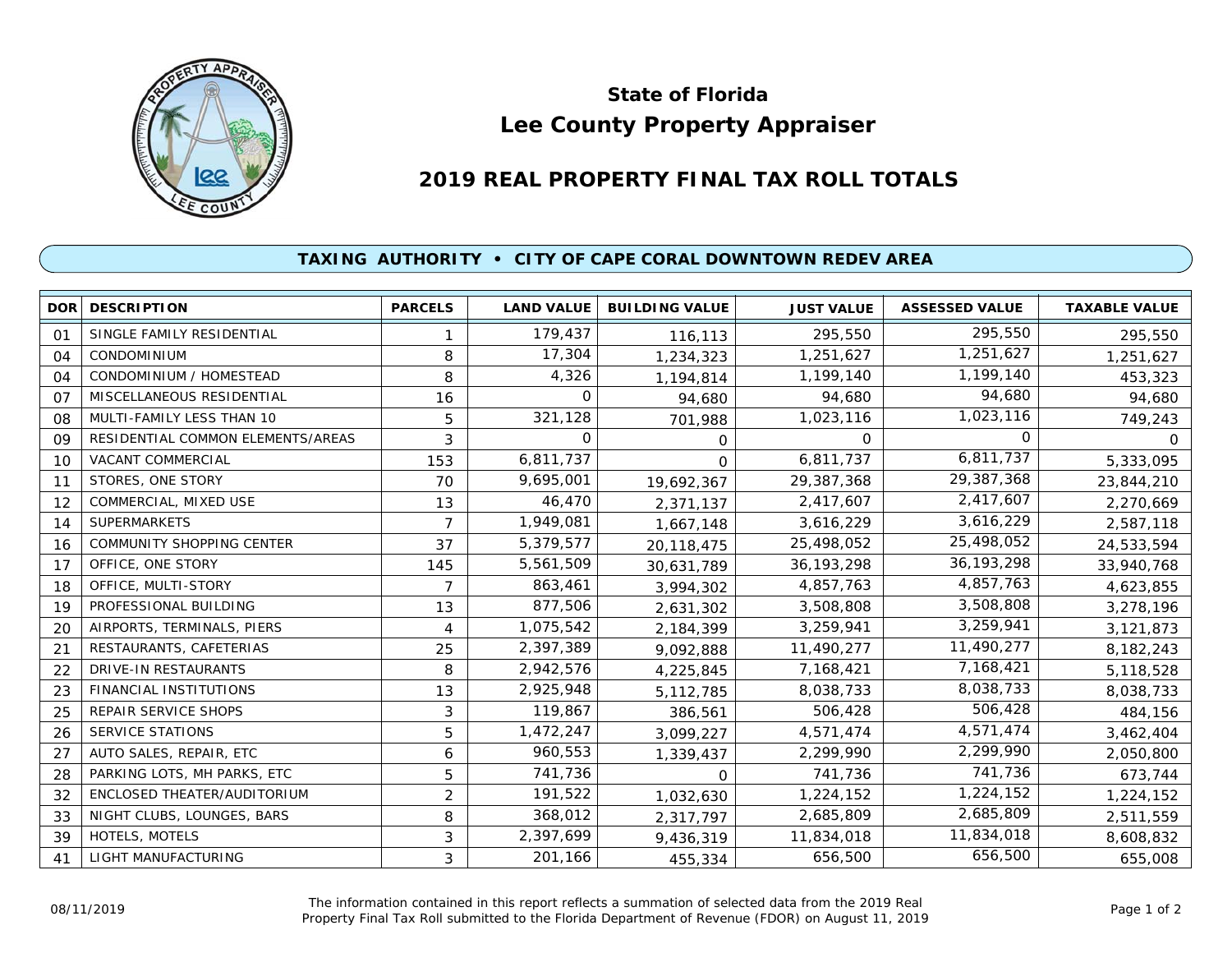# State of Florida
# Lee County Property Appraiser

## 2019 REAL PROPERTY FINAL TAX ROLL TOTALS

### TAXING AUTHORITY • CITY OF CAPE CORAL DOWNTOWN REDEV AREA

| DOR | DESCRIPTION | PARCELS | LAND VALUE | BUILDING VALUE | JUST VALUE | ASSESSED VALUE | TAXABLE VALUE |
|---|---|---|---|---|---|---|---|
| 01 | SINGLE FAMILY RESIDENTIAL | 1 | 179,437 | 116,113 | 295,550 | 295,550 | 295,550 |
| 04 | CONDOMINIUM | 8 | 17,304 | 1,234,323 | 1,251,627 | 1,251,627 | 1,251,627 |
| 04 | CONDOMINIUM / HOMESTEAD | 8 | 4,326 | 1,194,814 | 1,199,140 | 1,199,140 | 453,323 |
| 07 | MISCELLANEOUS RESIDENTIAL | 16 | 0 | 94,680 | 94,680 | 94,680 | 94,680 |
| 08 | MULTI-FAMILY LESS THAN 10 | 5 | 321,128 | 701,988 | 1,023,116 | 1,023,116 | 749,243 |
| 09 | RESIDENTIAL COMMON ELEMENTS/AREAS | 3 | 0 | 0 | 0 | 0 | 0 |
| 10 | VACANT COMMERCIAL | 153 | 6,811,737 | 0 | 6,811,737 | 6,811,737 | 5,333,095 |
| 11 | STORES, ONE STORY | 70 | 9,695,001 | 19,692,367 | 29,387,368 | 29,387,368 | 23,844,210 |
| 12 | COMMERCIAL, MIXED USE | 13 | 46,470 | 2,371,137 | 2,417,607 | 2,417,607 | 2,270,669 |
| 14 | SUPERMARKETS | 7 | 1,949,081 | 1,667,148 | 3,616,229 | 3,616,229 | 2,587,118 |
| 16 | COMMUNITY SHOPPING CENTER | 37 | 5,379,577 | 20,118,475 | 25,498,052 | 25,498,052 | 24,533,594 |
| 17 | OFFICE, ONE STORY | 145 | 5,561,509 | 30,631,789 | 36,193,298 | 36,193,298 | 33,940,768 |
| 18 | OFFICE, MULTI-STORY | 7 | 863,461 | 3,994,302 | 4,857,763 | 4,857,763 | 4,623,855 |
| 19 | PROFESSIONAL BUILDING | 13 | 877,506 | 2,631,302 | 3,508,808 | 3,508,808 | 3,278,196 |
| 20 | AIRPORTS, TERMINALS, PIERS | 4 | 1,075,542 | 2,184,399 | 3,259,941 | 3,259,941 | 3,121,873 |
| 21 | RESTAURANTS, CAFETERIAS | 25 | 2,397,389 | 9,092,888 | 11,490,277 | 11,490,277 | 8,182,243 |
| 22 | DRIVE-IN RESTAURANTS | 8 | 2,942,576 | 4,225,845 | 7,168,421 | 7,168,421 | 5,118,528 |
| 23 | FINANCIAL INSTITUTIONS | 13 | 2,925,948 | 5,112,785 | 8,038,733 | 8,038,733 | 8,038,733 |
| 25 | REPAIR SERVICE SHOPS | 3 | 119,867 | 386,561 | 506,428 | 506,428 | 484,156 |
| 26 | SERVICE STATIONS | 5 | 1,472,247 | 3,099,227 | 4,571,474 | 4,571,474 | 3,462,404 |
| 27 | AUTO SALES, REPAIR, ETC | 6 | 960,553 | 1,339,437 | 2,299,990 | 2,299,990 | 2,050,800 |
| 28 | PARKING LOTS, MH PARKS, ETC | 5 | 741,736 | 0 | 741,736 | 741,736 | 673,744 |
| 32 | ENCLOSED THEATER/AUDITORIUM | 2 | 191,522 | 1,032,630 | 1,224,152 | 1,224,152 | 1,224,152 |
| 33 | NIGHT CLUBS, LOUNGES, BARS | 8 | 368,012 | 2,317,797 | 2,685,809 | 2,685,809 | 2,511,559 |
| 39 | HOTELS, MOTELS | 3 | 2,397,699 | 9,436,319 | 11,834,018 | 11,834,018 | 8,608,832 |
| 41 | LIGHT MANUFACTURING | 3 | 201,166 | 455,334 | 656,500 | 656,500 | 655,008 |

08/11/2019

The information contained in this report reflects a summation of selected data from the 2019 Real Property Final Tax Roll submitted to the Florida Department of Revenue (FDOR) on August 11, 2019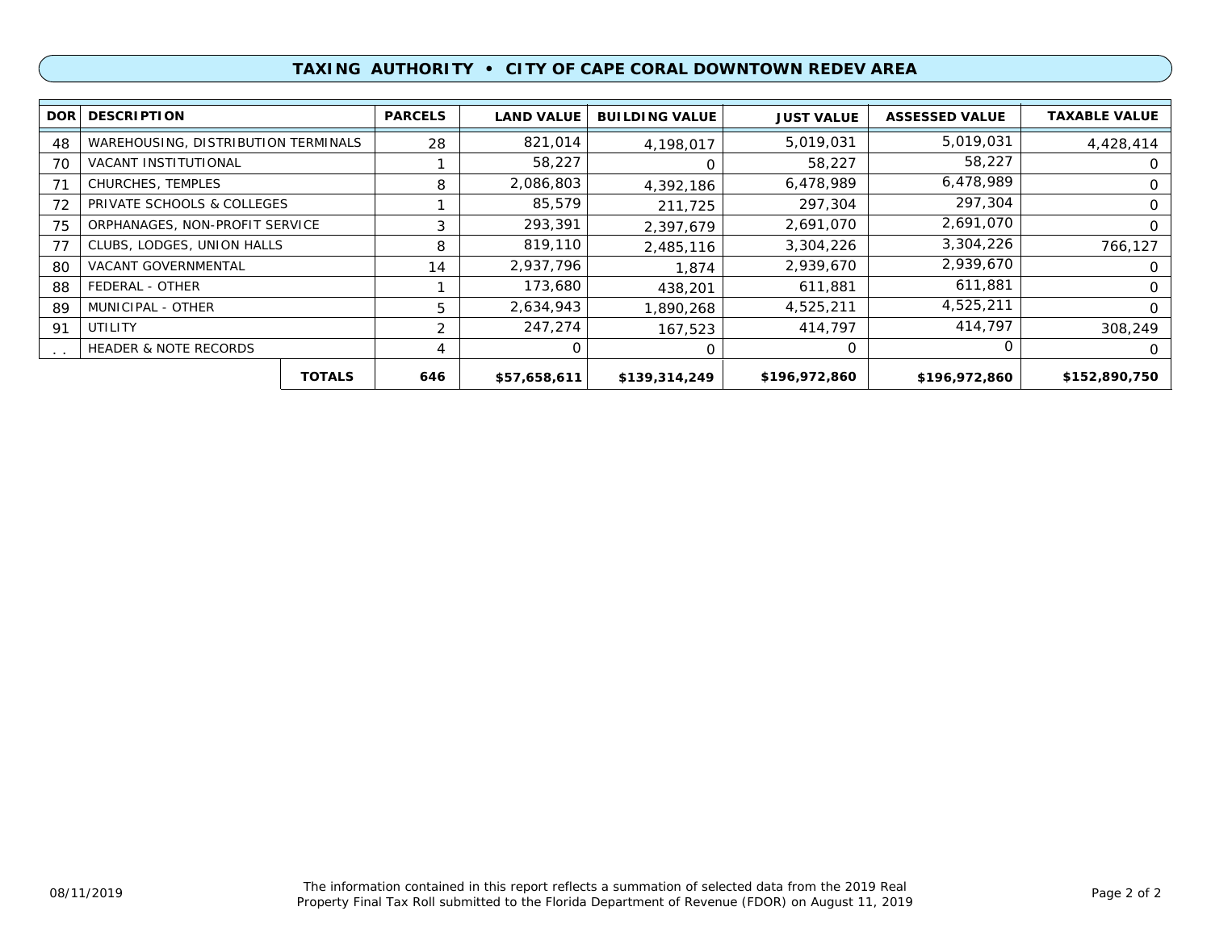## TAXING AUTHORITY • CITY OF CAPE CORAL DOWNTOWN REDEV AREA

| DOR | DESCRIPTION | PARCELS | LAND VALUE | BUILDING VALUE | JUST VALUE | ASSESSED VALUE | TAXABLE VALUE |
|---|---|---|---|---|---|---|---|
| 48 | WAREHOUSING, DISTRIBUTION TERMINALS | 28 | 821,014 | 4,198,017 | 5,019,031 | 5,019,031 | 4,428,414 |
| 70 | VACANT INSTITUTIONAL | 1 | 58,227 | 0 | 58,227 | 58,227 | 0 |
| 71 | CHURCHES, TEMPLES | 8 | 2,086,803 | 4,392,186 | 6,478,989 | 6,478,989 | 0 |
| 72 | PRIVATE SCHOOLS & COLLEGES | 1 | 85,579 | 211,725 | 297,304 | 297,304 | 0 |
| 75 | ORPHANAGES, NON-PROFIT SERVICE | 3 | 293,391 | 2,397,679 | 2,691,070 | 2,691,070 | 0 |
| 77 | CLUBS, LODGES, UNION HALLS | 8 | 819,110 | 2,485,116 | 3,304,226 | 3,304,226 | 766,127 |
| 80 | VACANT GOVERNMENTAL | 14 | 2,937,796 | 1,874 | 2,939,670 | 2,939,670 | 0 |
| 88 | FEDERAL - OTHER | 1 | 173,680 | 438,201 | 611,881 | 611,881 | 0 |
| 89 | MUNICIPAL - OTHER | 5 | 2,634,943 | 1,890,268 | 4,525,211 | 4,525,211 | 0 |
| 91 | UTILITY | 2 | 247,274 | 167,523 | 414,797 | 414,797 | 308,249 |
| . . | HEADER & NOTE RECORDS | 4 | 0 | 0 | 0 | 0 | 0 |
| | **TOTALS** | **646** | **$57,658,611** | **$139,314,249** | **$196,972,860** | **$196,972,860** | **$152,890,750** |

08/11/2019

The information contained in this report reflects a summation of selected data from the 2019 Real Property Final Tax Roll submitted to the Florida Department of Revenue (FDOR) on August 11, 2019